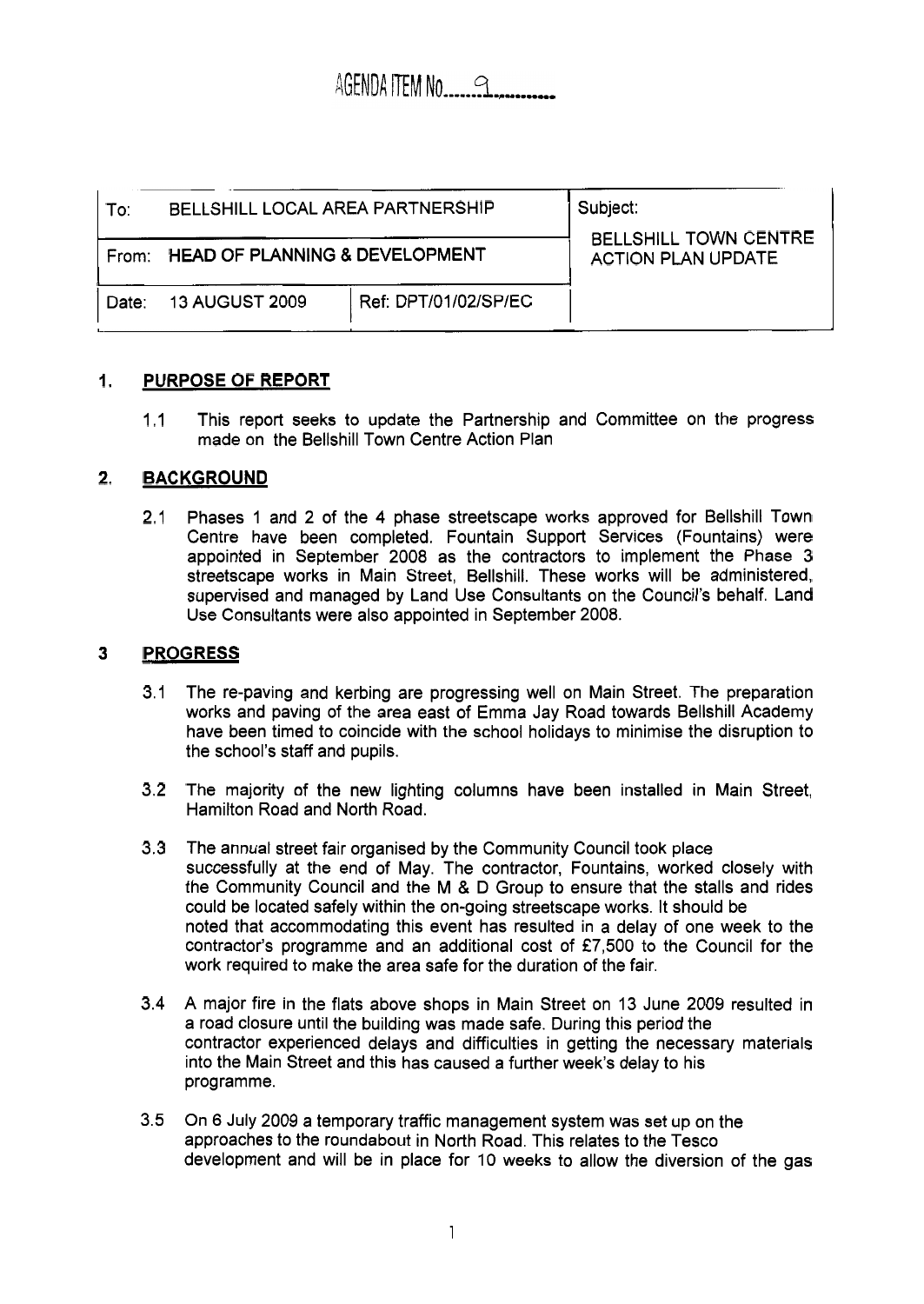AGENDA ITEM No.....9.........

| To: BELLSHILL LOCAL AREA PARTNERSHIP | | Subject: BELLSHILL TOWN CENTRE ACTION PLAN UPDATE |
|---|---|---|
| From: HEAD OF PLANNING & DEVELOPMENT | | |
| Date: 13 AUGUST 2009 | Ref: DPT/01/02/SP/EC | |

## 1. PURPOSE OF REPORT

1.1 This report seeks to update the Partnership and Committee on the progress made on the Bellshill Town Centre Action Plan

## 2. BACKGROUND

2.1 Phases 1 and 2 of the 4 phase streetscape works approved for Bellshill Town Centre have been completed. Fountain Support Services (Fountains) were appointed in September 2008 as the contractors to implement the Phase 3 streetscape works in Main Street, Bellshill. These works will be administered, supervised and managed by Land Use Consultants on the Council's behalf. Land Use Consultants were also appointed in September 2008.

## 3 PROGRESS

3.1 The re-paving and kerbing are progressing well on Main Street. The preparation works and paving of the area east of Emma Jay Road towards Bellshill Academy have been timed to coincide with the school holidays to minimise the disruption to the school's staff and pupils.

3.2 The majority of the new lighting columns have been installed in Main Street, Hamilton Road and North Road.

3.3 The annual street fair organised by the Community Council took place successfully at the end of May. The contractor, Fountains, worked closely with the Community Council and the M & D Group to ensure that the stalls and rides could be located safely within the on-going streetscape works. It should be noted that accommodating this event has resulted in a delay of one week to the contractor's programme and an additional cost of £7,500 to the Council for the work required to make the area safe for the duration of the fair.

3.4 A major fire in the flats above shops in Main Street on 13 June 2009 resulted in a road closure until the building was made safe. During this period the contractor experienced delays and difficulties in getting the necessary materials into the Main Street and this has caused a further week's delay to his programme.

3.5 On 6 July 2009 a temporary traffic management system was set up on the approaches to the roundabout in North Road. This relates to the Tesco development and will be in place for 10 weeks to allow the diversion of the gas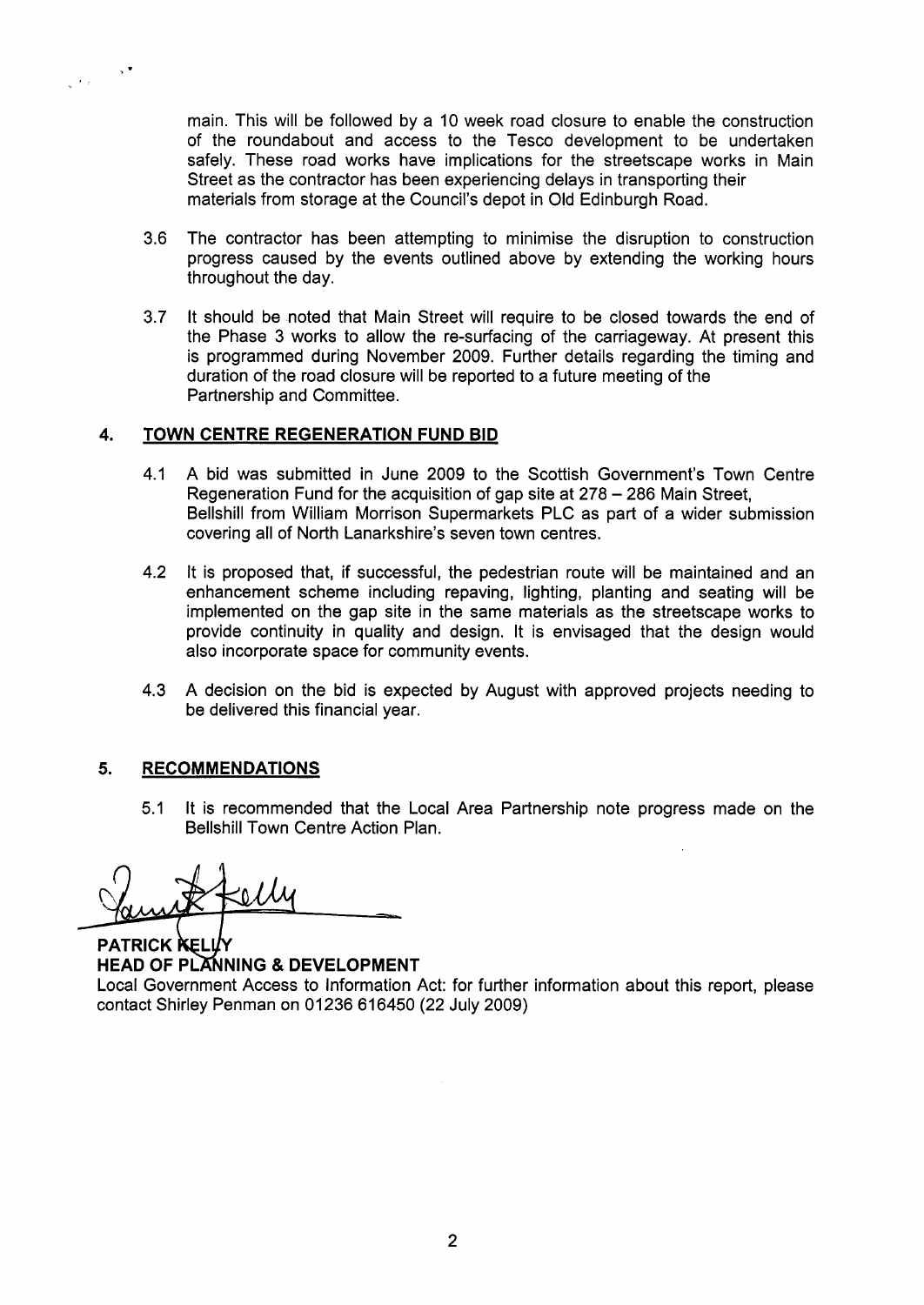main. This will be followed by a 10 week road closure to enable the construction of the roundabout and access to the Tesco development to be undertaken safely. These road works have implications for the streetscape works in Main Street as the contractor has been experiencing delays in transporting their materials from storage at the Council's depot in Old Edinburgh Road.

3.6 The contractor has been attempting to minimise the disruption to construction progress caused by the events outlined above by extending the working hours throughout the day.

3.7 It should be noted that Main Street will require to be closed towards the end of the Phase 3 works to allow the re-surfacing of the carriageway. At present this is programmed during November 2009. Further details regarding the timing and duration of the road closure will be reported to a future meeting of the Partnership and Committee.

## 4. TOWN CENTRE REGENERATION FUND BID

4.1 A bid was submitted in June 2009 to the Scottish Government's Town Centre Regeneration Fund for the acquisition of gap site at 278 – 286 Main Street, Bellshill from William Morrison Supermarkets PLC as part of a wider submission covering all of North Lanarkshire's seven town centres.

4.2 It is proposed that, if successful, the pedestrian route will be maintained and an enhancement scheme including repaving, lighting, planting and seating will be implemented on the gap site in the same materials as the streetscape works to provide continuity in quality and design. It is envisaged that the design would also incorporate space for community events.

4.3 A decision on the bid is expected by August with approved projects needing to be delivered this financial year.

## 5. RECOMMENDATIONS

5.1 It is recommended that the Local Area Partnership note progress made on the Bellshill Town Centre Action Plan.

**PATRICK KELLY**
**HEAD OF PLANNING & DEVELOPMENT**

Local Government Access to Information Act: for further information about this report, please contact Shirley Penman on 01236 616450 (22 July 2009)